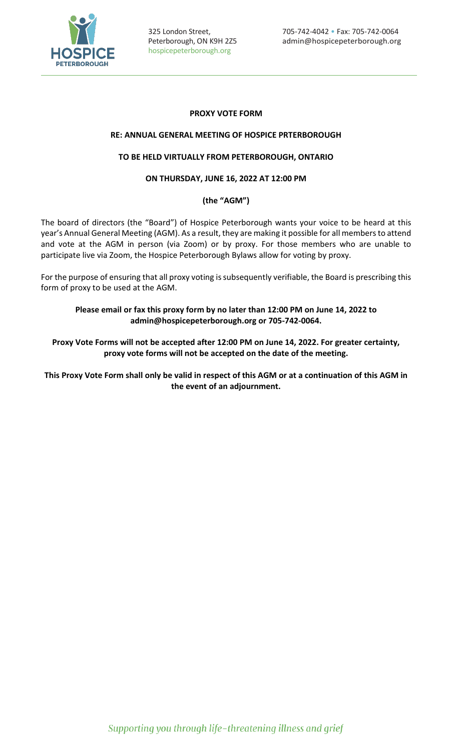325 London Street,
Peterborough, ON K9H 2Z5
hospicepeterborough.org

705-742-4042 • Fax: 705-742-0064
admin@hospicepeterborough.org

**PROXY VOTE FORM**

**RE: ANNUAL GENERAL MEETING OF HOSPICE PRTERBOROUGH**

**TO BE HELD VIRTUALLY FROM PETERBOROUGH, ONTARIO**

**ON THURSDAY, JUNE 16, 2022 AT 12:00 PM**

**(the "AGM")**

The board of directors (the "Board") of Hospice Peterborough wants your voice to be heard at this year's Annual General Meeting (AGM). As a result, they are making it possible for all members to attend and vote at the AGM in person (via Zoom) or by proxy. For those members who are unable to participate live via Zoom, the Hospice Peterborough Bylaws allow for voting by proxy.

For the purpose of ensuring that all proxy voting is subsequently verifiable, the Board is prescribing this form of proxy to be used at the AGM.

**Please email or fax this proxy form by no later than 12:00 PM on June 14, 2022 to admin@hospicepeterborough.org or 705-742-0064.**

**Proxy Vote Forms will not be accepted after 12:00 PM on June 14, 2022. For greater certainty, proxy vote forms will not be accepted on the date of the meeting.**

**This Proxy Vote Form shall only be valid in respect of this AGM or at a continuation of this AGM in the event of an adjournment.**

*Supporting you through life-threatening illness and grief*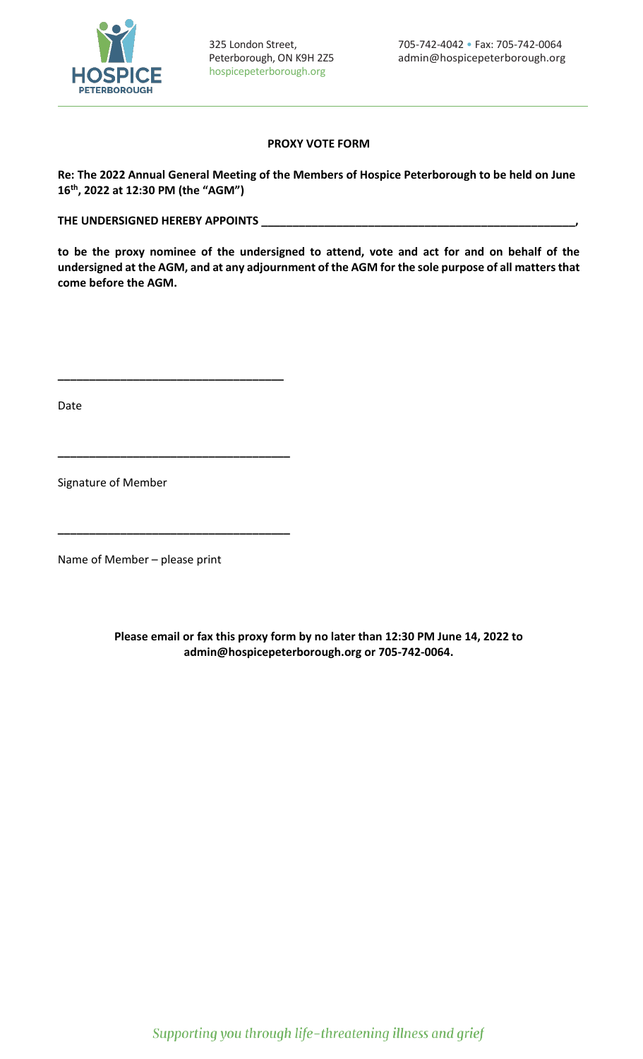325 London Street,
Peterborough, ON K9H 2Z5
hospicepeterborough.org

705-742-4042 • Fax: 705-742-0064
admin@hospicepeterborough.org

**PROXY VOTE FORM**

**Re: The 2022 Annual General Meeting of the Members of Hospice Peterborough to be held on June 16th, 2022 at 12:30 PM (the "AGM")**

**THE UNDERSIGNED HEREBY APPOINTS \_\_\_\_\_\_\_\_\_\_\_\_\_\_\_\_\_\_\_\_\_\_\_\_\_\_\_\_\_\_\_\_\_\_\_\_\_\_\_\_\_\_\_\_\_\_\_\_,**

**to be the proxy nominee of the undersigned to attend, vote and act for and on behalf of the undersigned at the AGM, and at any adjournment of the AGM for the sole purpose of all matters that come before the AGM.**

\_\_\_\_\_\_\_\_\_\_\_\_\_\_\_\_\_\_\_\_\_\_\_\_\_\_\_\_\_\_\_\_\_\_\_\_

Date

\_\_\_\_\_\_\_\_\_\_\_\_\_\_\_\_\_\_\_\_\_\_\_\_\_\_\_\_\_\_\_\_\_\_\_\_

Signature of Member

\_\_\_\_\_\_\_\_\_\_\_\_\_\_\_\_\_\_\_\_\_\_\_\_\_\_\_\_\_\_\_\_\_\_\_\_

Name of Member – please print

**Please email or fax this proxy form by no later than 12:30 PM June 14, 2022 to admin@hospicepeterborough.org or 705-742-0064.**

*Supporting you through life-threatening illness and grief*